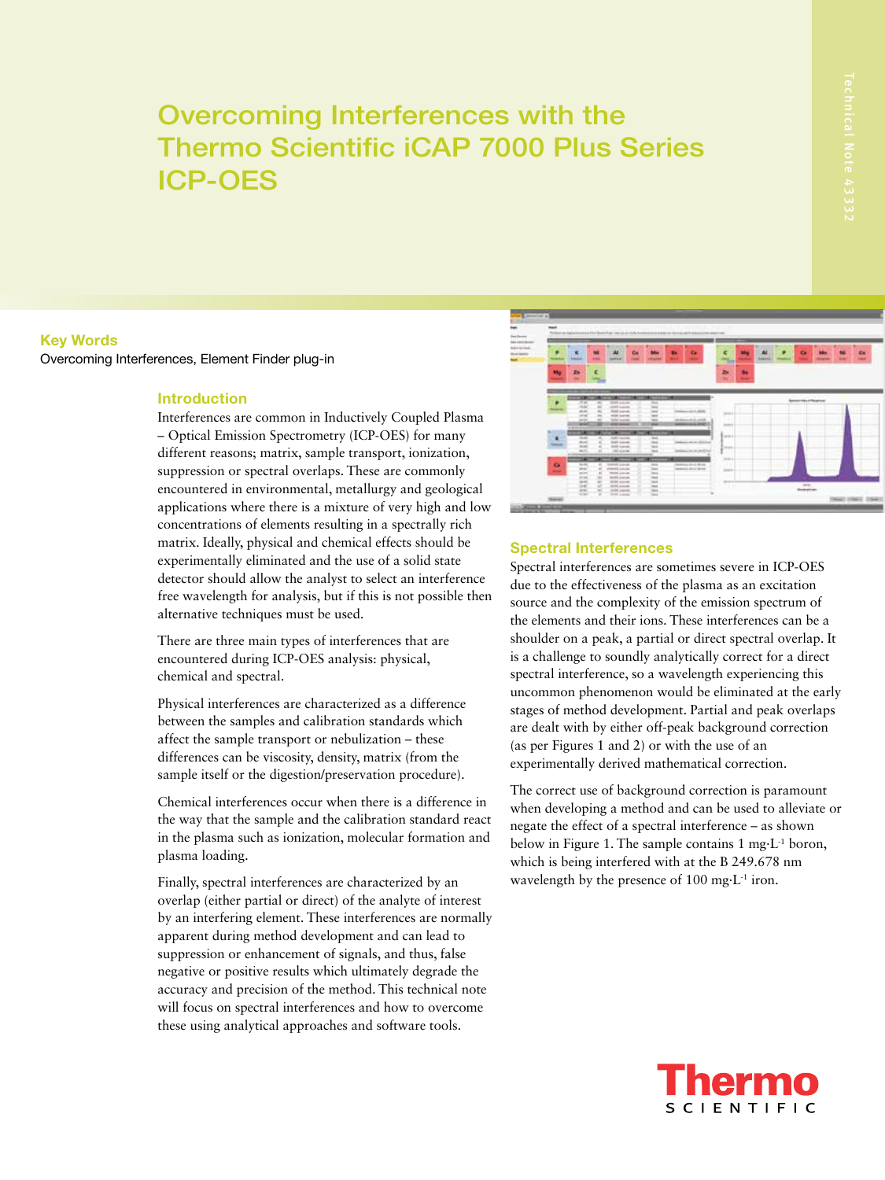# Overcoming Interferences with the Thermo Scientific iCAP 7000 Plus Series ICP-OES

Technical Note 43332

**Key Words**

Overcoming Interferences, Element Finder plug-in

## Introduction

Interferences are common in Inductively Coupled Plasma – Optical Emission Spectrometry (ICP-OES) for many different reasons; matrix, sample transport, ionization, suppression or spectral overlaps. These are commonly encountered in environmental, metallurgy and geological applications where there is a mixture of very high and low concentrations of elements resulting in a spectrally rich matrix. Ideally, physical and chemical effects should be experimentally eliminated and the use of a solid state detector should allow the analyst to select an interference free wavelength for analysis, but if this is not possible then alternative techniques must be used.

There are three main types of interferences that are encountered during ICP-OES analysis: physical, chemical and spectral.

Physical interferences are characterized as a difference between the samples and calibration standards which affect the sample transport or nebulization – these differences can be viscosity, density, matrix (from the sample itself or the digestion/preservation procedure).

Chemical interferences occur when there is a difference in the way that the sample and the calibration standard react in the plasma such as ionization, molecular formation and plasma loading.

Finally, spectral interferences are characterized by an overlap (either partial or direct) of the analyte of interest by an interfering element. These interferences are normally apparent during method development and can lead to suppression or enhancement of signals, and thus, false negative or positive results which ultimately degrade the accuracy and precision of the method. This technical note will focus on spectral interferences and how to overcome these using analytical approaches and software tools.

## Spectral Interferences

Spectral interferences are sometimes severe in ICP-OES due to the effectiveness of the plasma as an excitation source and the complexity of the emission spectrum of the elements and their ions. These interferences can be a shoulder on a peak, a partial or direct spectral overlap. It is a challenge to soundly analytically correct for a direct spectral interference, so a wavelength experiencing this uncommon phenomenon would be eliminated at the early stages of method development. Partial and peak overlaps are dealt with by either off-peak background correction (as per Figures 1 and 2) or with the use of an experimentally derived mathematical correction.

The correct use of background correction is paramount when developing a method and can be used to alleviate or negate the effect of a spectral interference – as shown below in Figure 1. The sample contains 1 mg·L$^{-1}$ boron, which is being interfered with at the B 249.678 nm wavelength by the presence of 100 mg·L$^{-1}$ iron.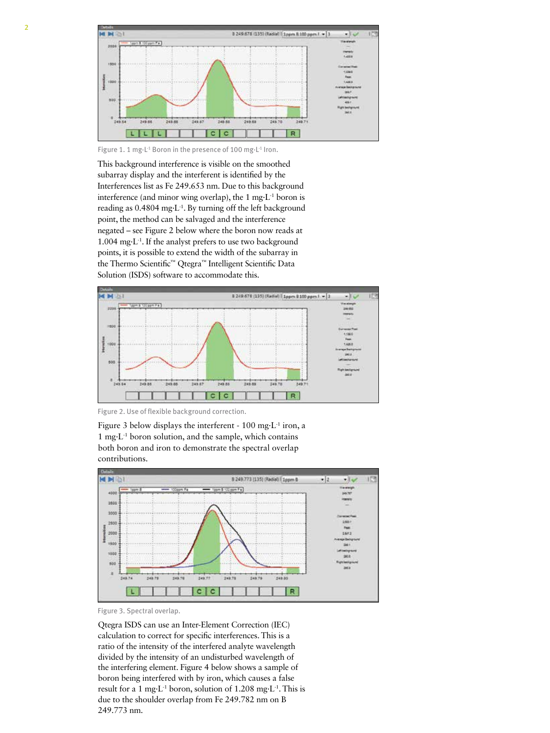Figure 1. 1 mg·L$^{-1}$ Boron in the presence of 100 mg·L$^{-1}$ Iron.

This background interference is visible on the smoothed subarray display and the interferent is identified by the Interferences list as Fe 249.653 nm. Due to this background interference (and minor wing overlap), the 1 mg·L$^{-1}$ boron is reading as 0.4804 mg·L$^{-1}$. By turning off the left background point, the method can be salvaged and the interference negated – see Figure 2 below where the boron now reads at 1.004 mg·L$^{-1}$. If the analyst prefers to use two background points, it is possible to extend the width of the subarray in the Thermo Scientific™ Qtegra™ Intelligent Scientific Data Solution (ISDS) software to accommodate this.

Figure 2. Use of flexible background correction.

Figure 3 below displays the interferent - 100 mg·L$^{-1}$ iron, a 1 mg·L$^{-1}$ boron solution, and the sample, which contains both boron and iron to demonstrate the spectral overlap contributions.

Figure 3. Spectral overlap.

Qtegra ISDS can use an Inter-Element Correction (IEC) calculation to correct for specific interferences. This is a ratio of the intensity of the interfered analyte wavelength divided by the intensity of an undisturbed wavelength of the interfering element. Figure 4 below shows a sample of boron being interfered with by iron, which causes a false result for a 1 mg·L$^{-1}$ boron, solution of 1.208 mg·L$^{-1}$. This is due to the shoulder overlap from Fe 249.782 nm on B 249.773 nm.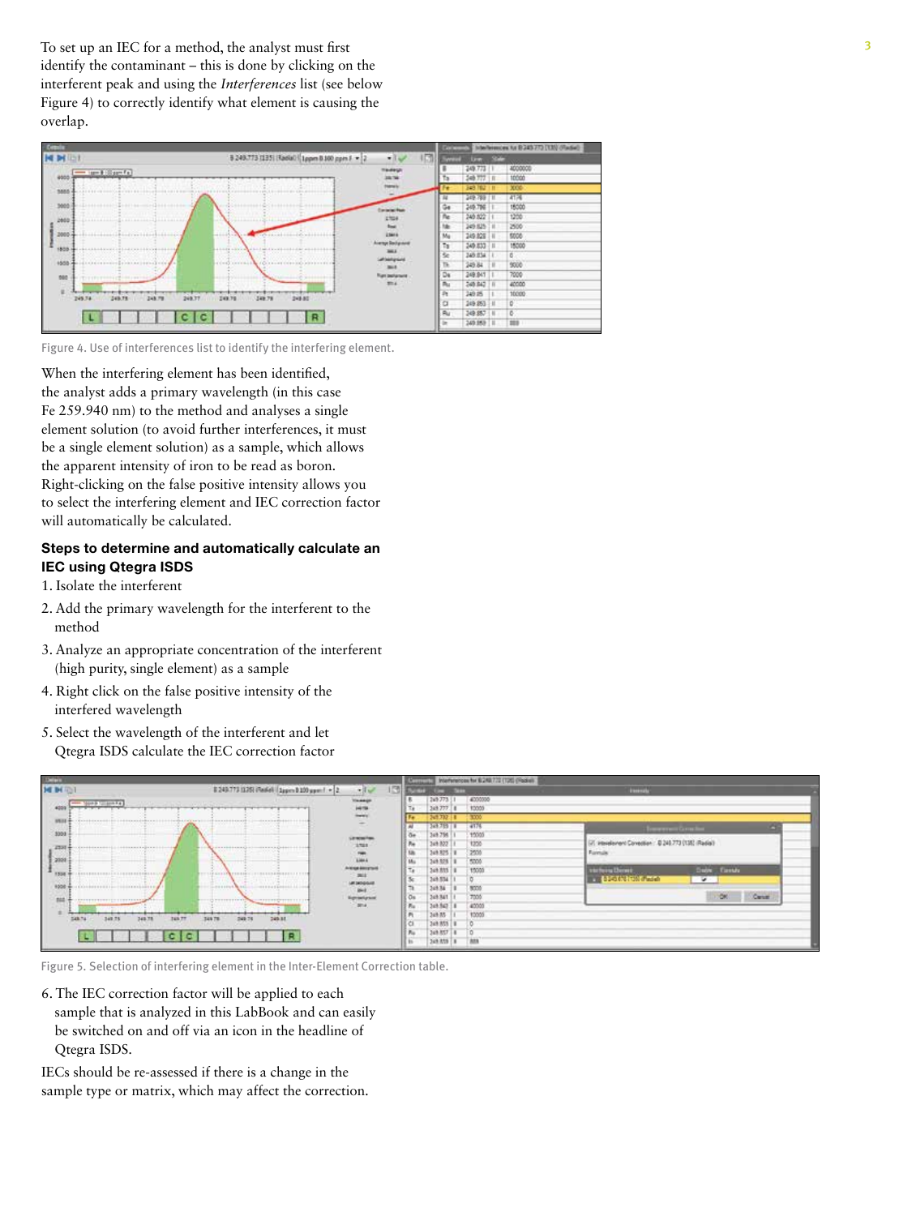To set up an IEC for a method, the analyst must first identify the contaminant – this is done by clicking on the interferent peak and using the *Interferences* list (see below Figure 4) to correctly identify what element is causing the overlap.

Figure 4. Use of interferences list to identify the interfering element.

When the interfering element has been identified, the analyst adds a primary wavelength (in this case Fe 259.940 nm) to the method and analyses a single element solution (to avoid further interferences, it must be a single element solution) as a sample, which allows the apparent intensity of iron to be read as boron. Right-clicking on the false positive intensity allows you to select the interfering element and IEC correction factor will automatically be calculated.

**Steps to determine and automatically calculate an IEC using Qtegra ISDS**

1. Isolate the interferent
2. Add the primary wavelength for the interferent to the method
3. Analyze an appropriate concentration of the interferent (high purity, single element) as a sample
4. Right click on the false positive intensity of the interfered wavelength
5. Select the wavelength of the interferent and let Qtegra ISDS calculate the IEC correction factor

Figure 5. Selection of interfering element in the Inter-Element Correction table.

6. The IEC correction factor will be applied to each sample that is analyzed in this LabBook and can easily be switched on and off via an icon in the headline of Qtegra ISDS.

IECs should be re-assessed if there is a change in the sample type or matrix, which may affect the correction.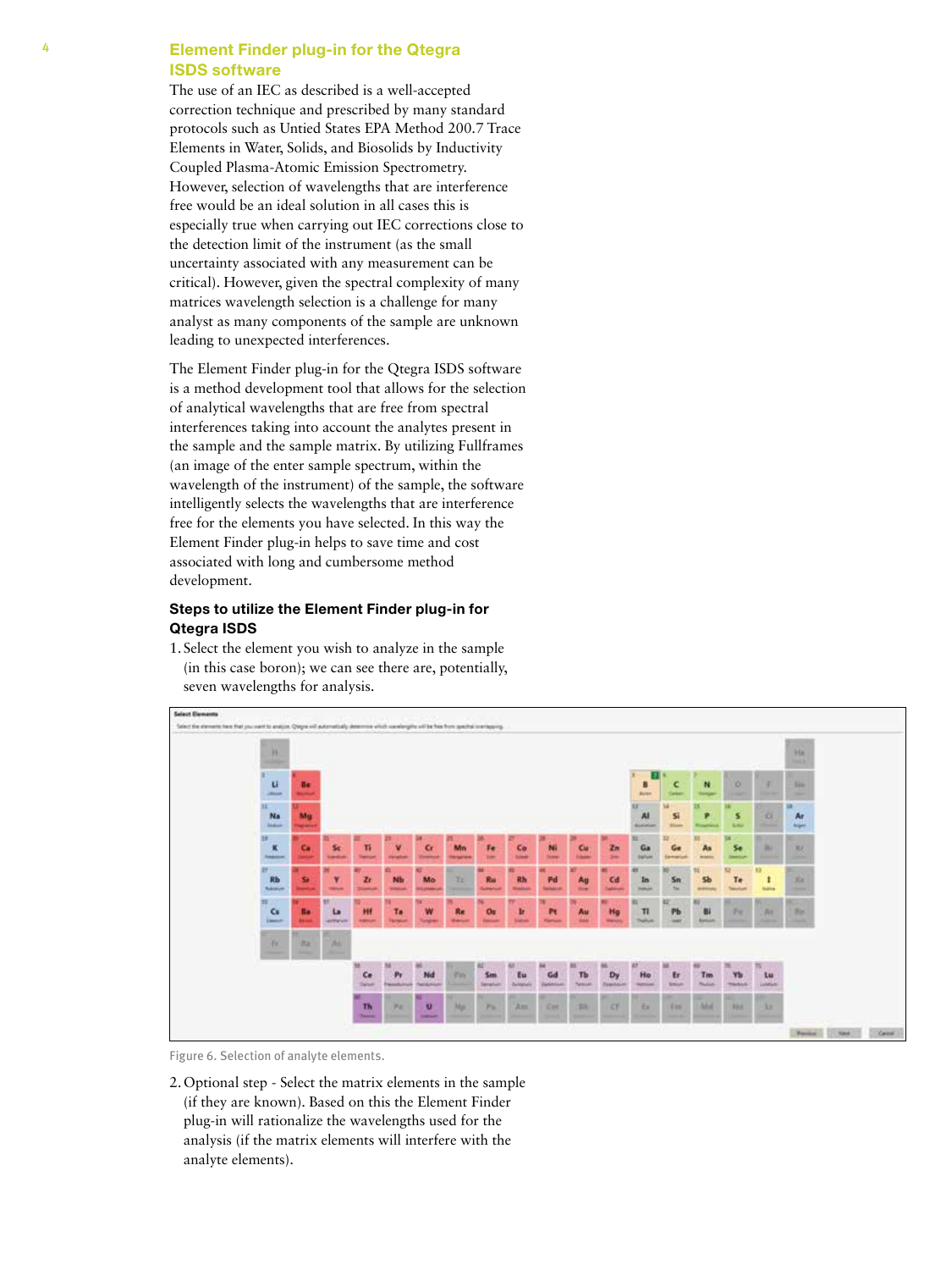## Element Finder plug-in for the Qtegra ISDS software

The use of an IEC as described is a well-accepted correction technique and prescribed by many standard protocols such as Untied States EPA Method 200.7 Trace Elements in Water, Solids, and Biosolids by Inductivity Coupled Plasma-Atomic Emission Spectrometry. However, selection of wavelengths that are interference free would be an ideal solution in all cases this is especially true when carrying out IEC corrections close to the detection limit of the instrument (as the small uncertainty associated with any measurement can be critical). However, given the spectral complexity of many matrices wavelength selection is a challenge for many analyst as many components of the sample are unknown leading to unexpected interferences.

The Element Finder plug-in for the Qtegra ISDS software is a method development tool that allows for the selection of analytical wavelengths that are free from spectral interferences taking into account the analytes present in the sample and the sample matrix. By utilizing Fullframes (an image of the enter sample spectrum, within the wavelength of the instrument) of the sample, the software intelligently selects the wavelengths that are interference free for the elements you have selected. In this way the Element Finder plug-in helps to save time and cost associated with long and cumbersome method development.

### Steps to utilize the Element Finder plug-in for Qtegra ISDS

1. Select the element you wish to analyze in the sample (in this case boron); we can see there are, potentially, seven wavelengths for analysis.

Figure 6. Selection of analyte elements.

2. Optional step - Select the matrix elements in the sample (if they are known). Based on this the Element Finder plug-in will rationalize the wavelengths used for the analysis (if the matrix elements will interfere with the analyte elements).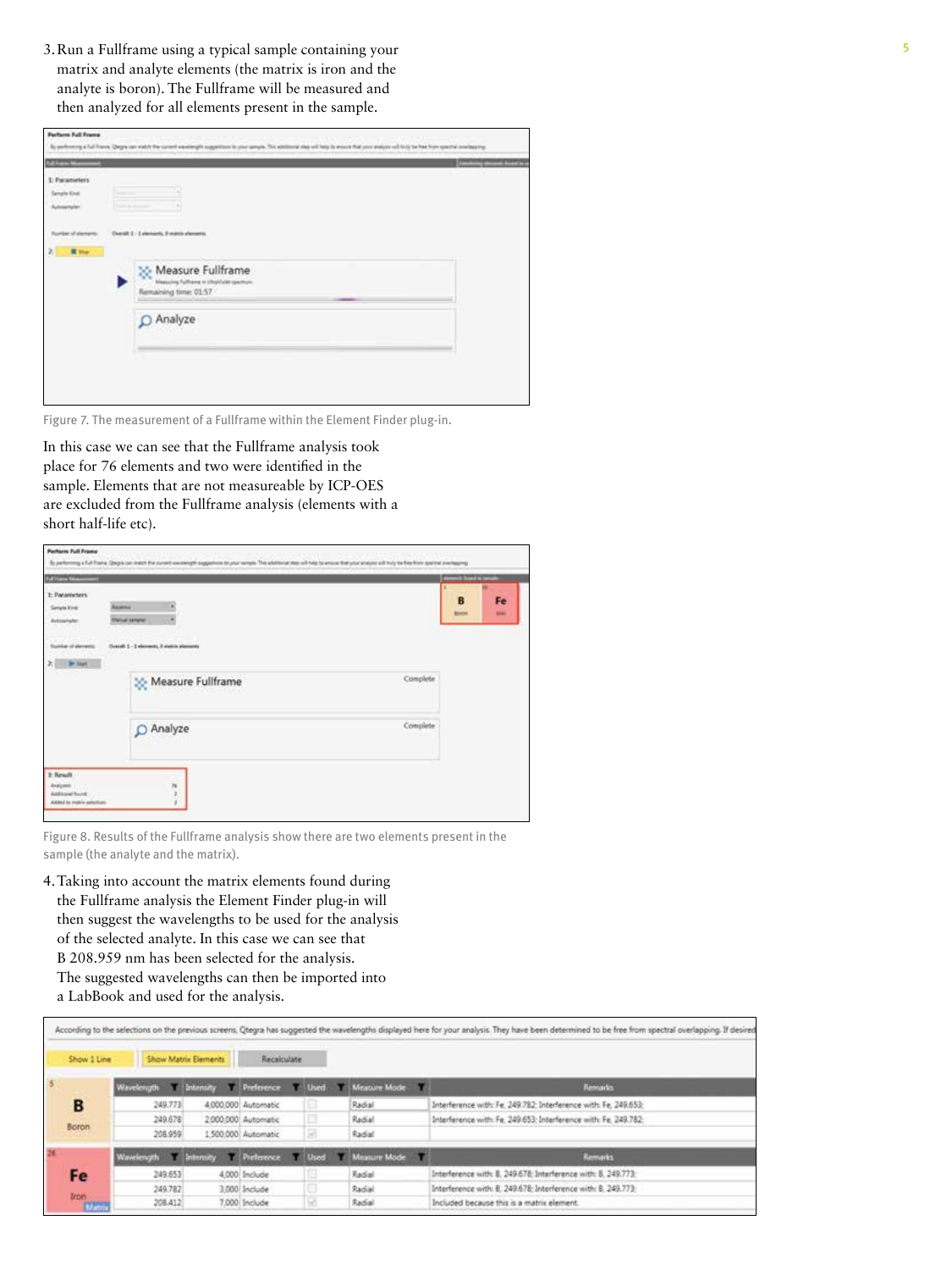3. Run a Fullframe using a typical sample containing your matrix and analyte elements (the matrix is iron and the analyte is boron). The Fullframe will be measured and then analyzed for all elements present in the sample.

Figure 7. The measurement of a Fullframe within the Element Finder plug-in.

In this case we can see that the Fullframe analysis took place for 76 elements and two were identified in the sample. Elements that are not measureable by ICP-OES are excluded from the Fullframe analysis (elements with a short half-life etc).

Figure 8. Results of the Fullframe analysis show there are two elements present in the sample (the analyte and the matrix).

4. Taking into account the matrix elements found during the Fullframe analysis the Element Finder plug-in will then suggest the wavelengths to be used for the analysis of the selected analyte. In this case we can see that B 208.959 nm has been selected for the analysis. The suggested wavelengths can then be imported into a LabBook and used for the analysis.

| Element | Wavelength | Intensity | Preference | Used | Measure Mode | Remarks |
|---|---|---|---|---|---|---|
| B Boron | 249.773 | 4,000,000 | Automatic | | Radial | Interference with: Fe, 249.782; Interference with: Fe, 249.653; |
| | 249.678 | 2,000,000 | Automatic | | Radial | Interference with: Fe, 249.653; Interference with: Fe, 249.782; |
| | 208.959 | 1,500,000 | Automatic | ✓ | Radial | |
| Fe Iron (Matrix) | 249.653 | 4,000 | Include | | Radial | Interference with: B, 249.678; Interference with: B, 249.773; |
| | 249.782 | 3,000 | Include | | Radial | Interference with: B, 249.678; Interference with: B, 249.773; |
| | 208.412 | 7,000 | Include | ✓ | Radial | Included because this is a matrix element. |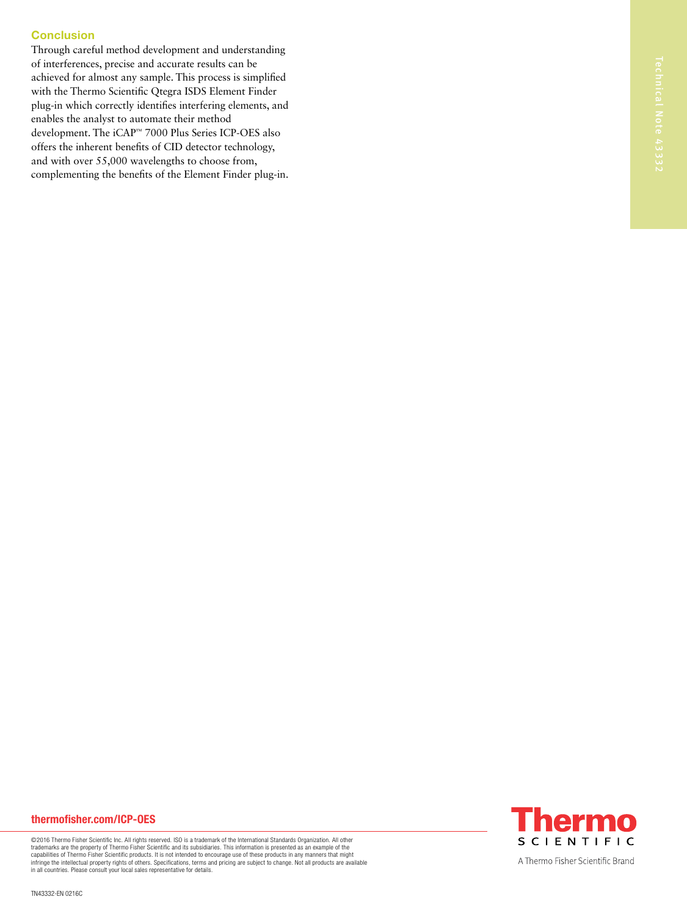## Conclusion

Through careful method development and understanding of interferences, precise and accurate results can be achieved for almost any sample. This process is simplified with the Thermo Scientific Qtegra ISDS Element Finder plug-in which correctly identifies interfering elements, and enables the analyst to automate their method development. The iCAP™ 7000 Plus Series ICP-OES also offers the inherent benefits of CID detector technology, and with over 55,000 wavelengths to choose from, complementing the benefits of the Element Finder plug-in.

**thermofisher.com/ICP-OES**

©2016 Thermo Fisher Scientific Inc. All rights reserved. ISO is a trademark of the International Standards Organization. All other trademarks are the property of Thermo Fisher Scientific and its subsidiaries. This information is presented as an example of the capabilities of Thermo Fisher Scientific products. It is not intended to encourage use of these products in any manners that might infringe the intellectual property rights of others. Specifications, terms and pricing are subject to change. Not all products are available in all countries. Please consult your local sales representative for details.

TN43332-EN 0216C